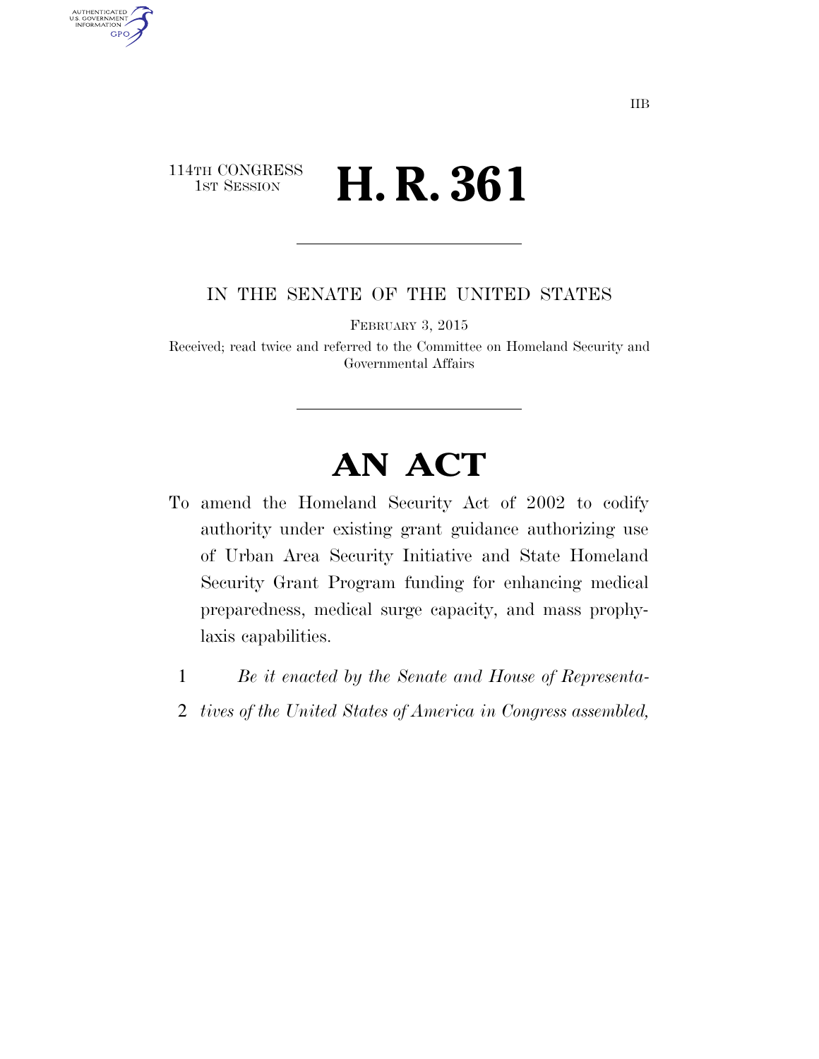IIB

114TH CONGRESS
1ST SESSION

# H. R. 361

IN THE SENATE OF THE UNITED STATES

FEBRUARY 3, 2015

Received; read twice and referred to the Committee on Homeland Security and Governmental Affairs

# AN ACT

To amend the Homeland Security Act of 2002 to codify authority under existing grant guidance authorizing use of Urban Area Security Initiative and State Homeland Security Grant Program funding for enhancing medical preparedness, medical surge capacity, and mass prophylaxis capabilities.

1 *Be it enacted by the Senate and House of Representa-*
2 *tives of the United States of America in Congress assembled,*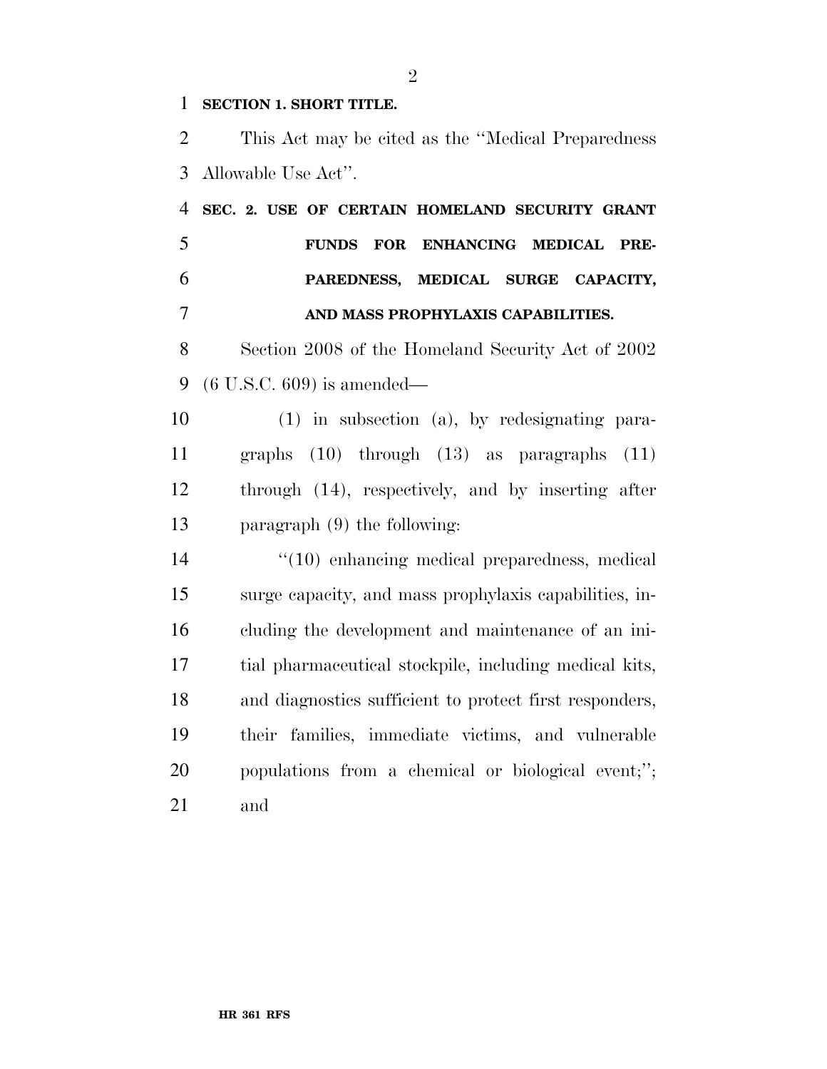**SECTION 1. SHORT TITLE.**

This Act may be cited as the ''Medical Preparedness Allowable Use Act''.

**SEC. 2. USE OF CERTAIN HOMELAND SECURITY GRANT FUNDS FOR ENHANCING MEDICAL PREPAREDNESS, MEDICAL SURGE CAPACITY, AND MASS PROPHYLAXIS CAPABILITIES.**

Section 2008 of the Homeland Security Act of 2002 (6 U.S.C. 609) is amended—

(1) in subsection (a), by redesignating paragraphs (10) through (13) as paragraphs (11) through (14), respectively, and by inserting after paragraph (9) the following:

''(10) enhancing medical preparedness, medical surge capacity, and mass prophylaxis capabilities, including the development and maintenance of an initial pharmaceutical stockpile, including medical kits, and diagnostics sufficient to protect first responders, their families, immediate victims, and vulnerable populations from a chemical or biological event;''; and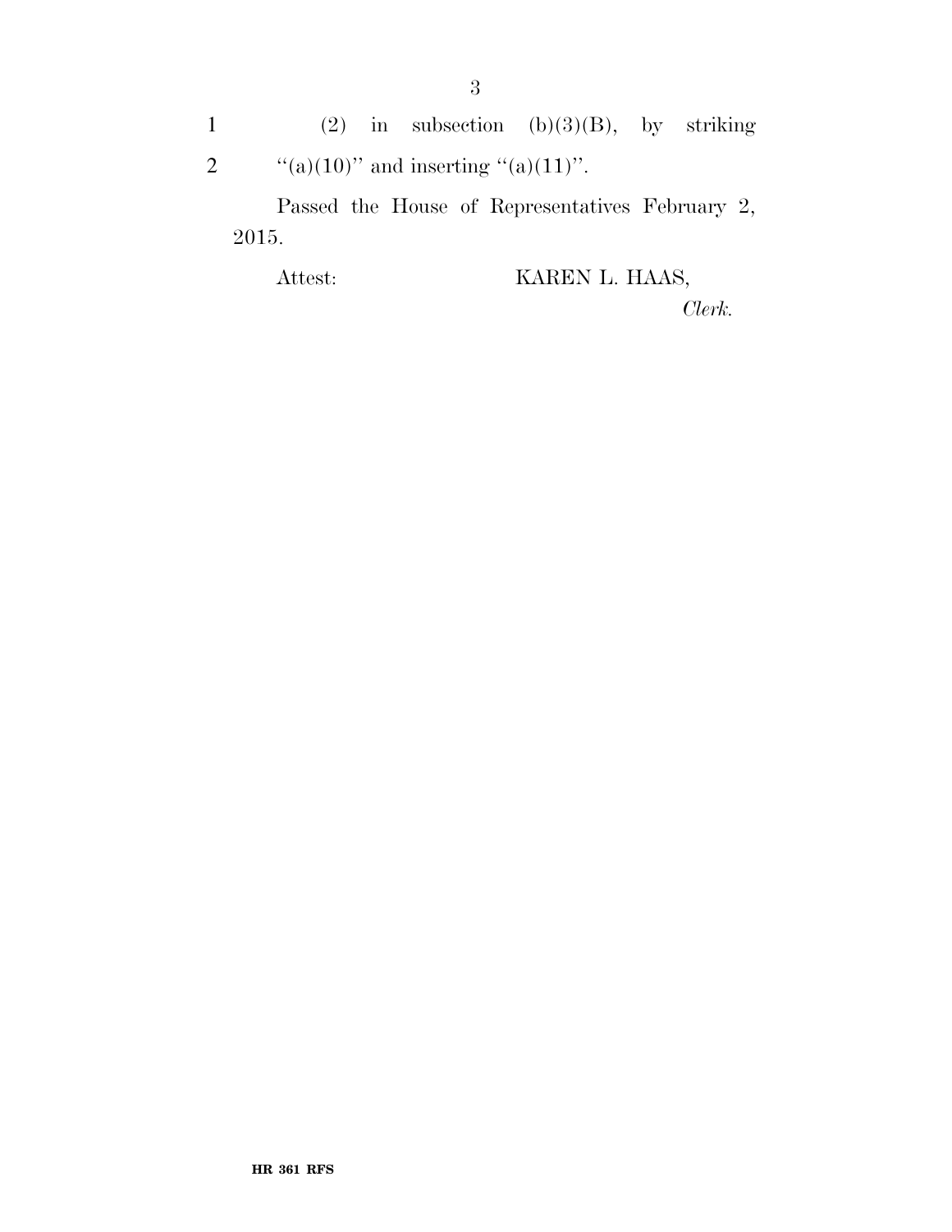(2) in subsection (b)(3)(B), by striking "(a)(10)" and inserting "(a)(11)".

Passed the House of Representatives February 2, 2015.

Attest: KAREN L. HAAS,

*Clerk.*